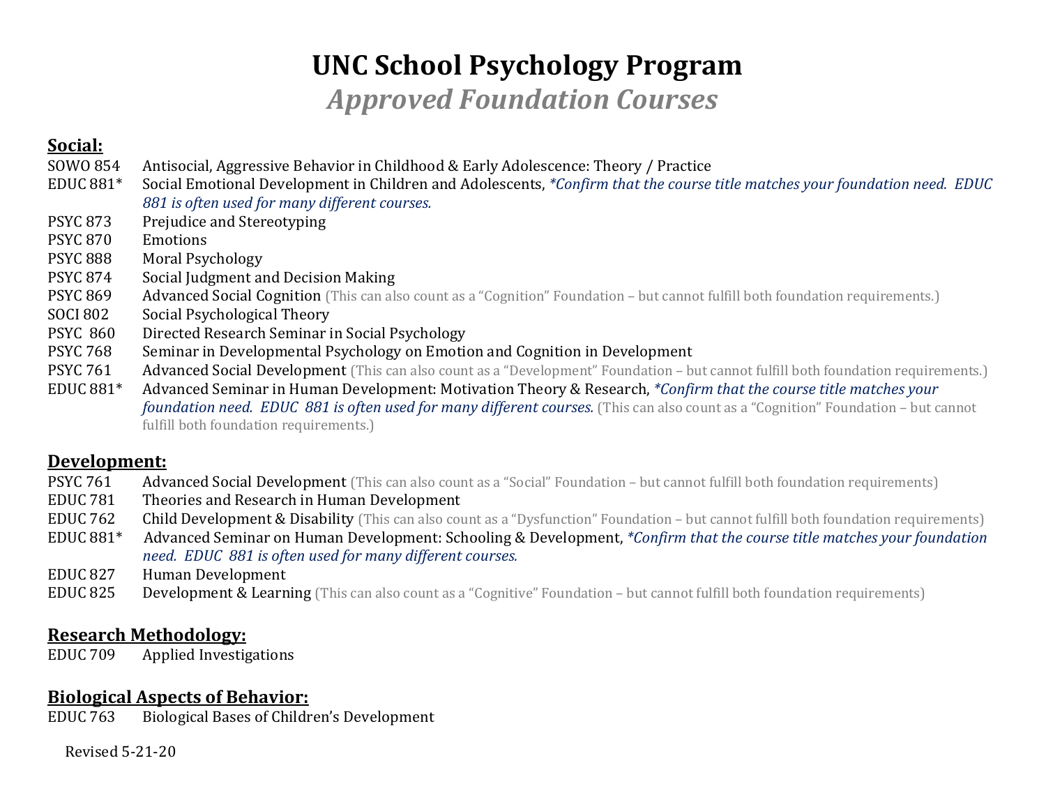# UNC School Psychology Program

## *Approved Foundation Courses*

### Social:

SOWO 854 Antisocial, Aggressive Behavior in Childhood & Early Adolescence: Theory / Practice

EDUC 881* Social Emotional Development in Children and Adolescents, *\*Confirm that the course title matches your foundation need. EDUC 881 is often used for many different courses.*

PSYC 873 Prejudice and Stereotyping

PSYC 870 Emotions

PSYC 888 Moral Psychology

PSYC 874 Social Judgment and Decision Making

PSYC 869 Advanced Social Cognition (This can also count as a "Cognition" Foundation – but cannot fulfill both foundation requirements.)

SOCI 802 Social Psychological Theory

PSYC 860 Directed Research Seminar in Social Psychology

PSYC 768 Seminar in Developmental Psychology on Emotion and Cognition in Development

PSYC 761 Advanced Social Development (This can also count as a "Development" Foundation – but cannot fulfill both foundation requirements.)

EDUC 881* Advanced Seminar in Human Development: Motivation Theory & Research, *\*Confirm that the course title matches your foundation need. EDUC 881 is often used for many different courses.* (This can also count as a "Cognition" Foundation – but cannot fulfill both foundation requirements.)

### Development:

PSYC 761 Advanced Social Development (This can also count as a "Social" Foundation – but cannot fulfill both foundation requirements)

EDUC 781 Theories and Research in Human Development

EDUC 762 Child Development & Disability (This can also count as a "Dysfunction" Foundation – but cannot fulfill both foundation requirements)

EDUC 881* Advanced Seminar on Human Development: Schooling & Development, *\*Confirm that the course title matches your foundation need. EDUC 881 is often used for many different courses.*

EDUC 827 Human Development

EDUC 825 Development & Learning (This can also count as a "Cognitive" Foundation – but cannot fulfill both foundation requirements)

### Research Methodology:

EDUC 709 Applied Investigations

### Biological Aspects of Behavior:

EDUC 763 Biological Bases of Children's Development

Revised 5-21-20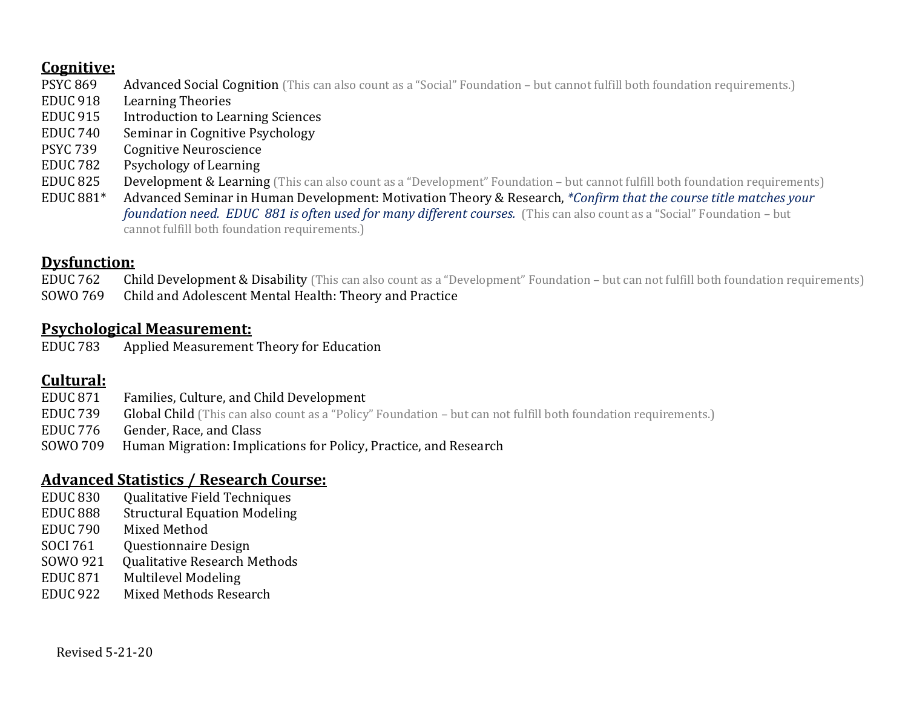## Cognitive:

PSYC 869 Advanced Social Cognition (This can also count as a "Social" Foundation – but cannot fulfill both foundation requirements.)
EDUC 918 Learning Theories
EDUC 915 Introduction to Learning Sciences
EDUC 740 Seminar in Cognitive Psychology
PSYC 739 Cognitive Neuroscience
EDUC 782 Psychology of Learning
EDUC 825 Development & Learning (This can also count as a "Development" Foundation – but cannot fulfill both foundation requirements)
EDUC 881* Advanced Seminar in Human Development: Motivation Theory & Research, *\*Confirm that the course title matches your foundation need. EDUC 881 is often used for many different courses.* (This can also count as a "Social" Foundation – but cannot fulfill both foundation requirements.)

## Dysfunction:

EDUC 762 Child Development & Disability (This can also count as a "Development" Foundation – but can not fulfill both foundation requirements)
SOWO 769 Child and Adolescent Mental Health: Theory and Practice

## Psychological Measurement:

EDUC 783 Applied Measurement Theory for Education

## Cultural:

EDUC 871 Families, Culture, and Child Development
EDUC 739 Global Child (This can also count as a "Policy" Foundation – but can not fulfill both foundation requirements.)
EDUC 776 Gender, Race, and Class
SOWO 709 Human Migration: Implications for Policy, Practice, and Research

## Advanced Statistics / Research Course:

EDUC 830 Qualitative Field Techniques
EDUC 888 Structural Equation Modeling
EDUC 790 Mixed Method
SOCI 761 Questionnaire Design
SOWO 921 Qualitative Research Methods
EDUC 871 Multilevel Modeling
EDUC 922 Mixed Methods Research

Revised 5-21-20